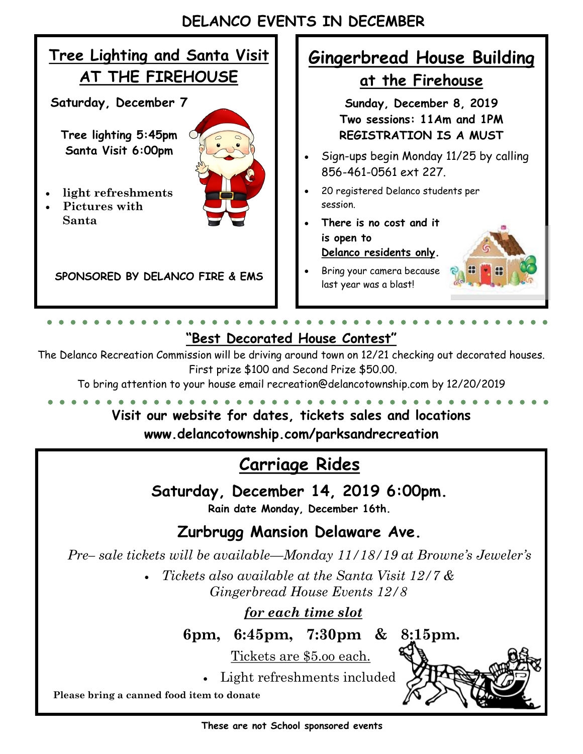# DELANCO EVENTS IN DECEMBER

## Tree Lighting and Santa Visit AT THE FIREHOUSE

**Saturday, December 7**

**Tree lighting 5:45pm**
**Santa Visit 6:00pm**

- **light refreshments**
- **Pictures with Santa**

**SPONSORED BY DELANCO FIRE & EMS**

## Gingerbread House Building at the Firehouse

**Sunday, December 8, 2019**
**Two sessions: 11Am and 1PM**
**REGISTRATION IS A MUST**

- Sign-ups begin Monday 11/25 by calling 856-461-0561 ext 227.
- 20 registered Delanco students per session.
- **There is no cost and it is open to Delanco residents only.**
- Bring your camera because last year was a blast!

## "Best Decorated House Contest"

The Delanco Recreation Commission will be driving around town on 12/21 checking out decorated houses. First prize $100 and Second Prize $50.00.
To bring attention to your house email recreation@delancotownship.com by 12/20/2019

**Visit our website for dates, tickets sales and locations**
**www.delancotownship.com/parksandrecreation**

## Carriage Rides

**Saturday, December 14, 2019 6:00pm.**
**Rain date Monday, December 16th.**

**Zurbrugg Mansion Delaware Ave.**

*Pre– sale tickets will be available—Monday 11/18/19 at Browne's Jeweler's*

- *Tickets also available at the Santa Visit 12/7 & Gingerbread House Events 12/8*

***for each time slot***

**6pm, 6:45pm, 7:30pm & 8:15pm.**

Tickets are $5.oo each.

- Light refreshments included

**Please bring a canned food item to donate**

**These are not School sponsored events**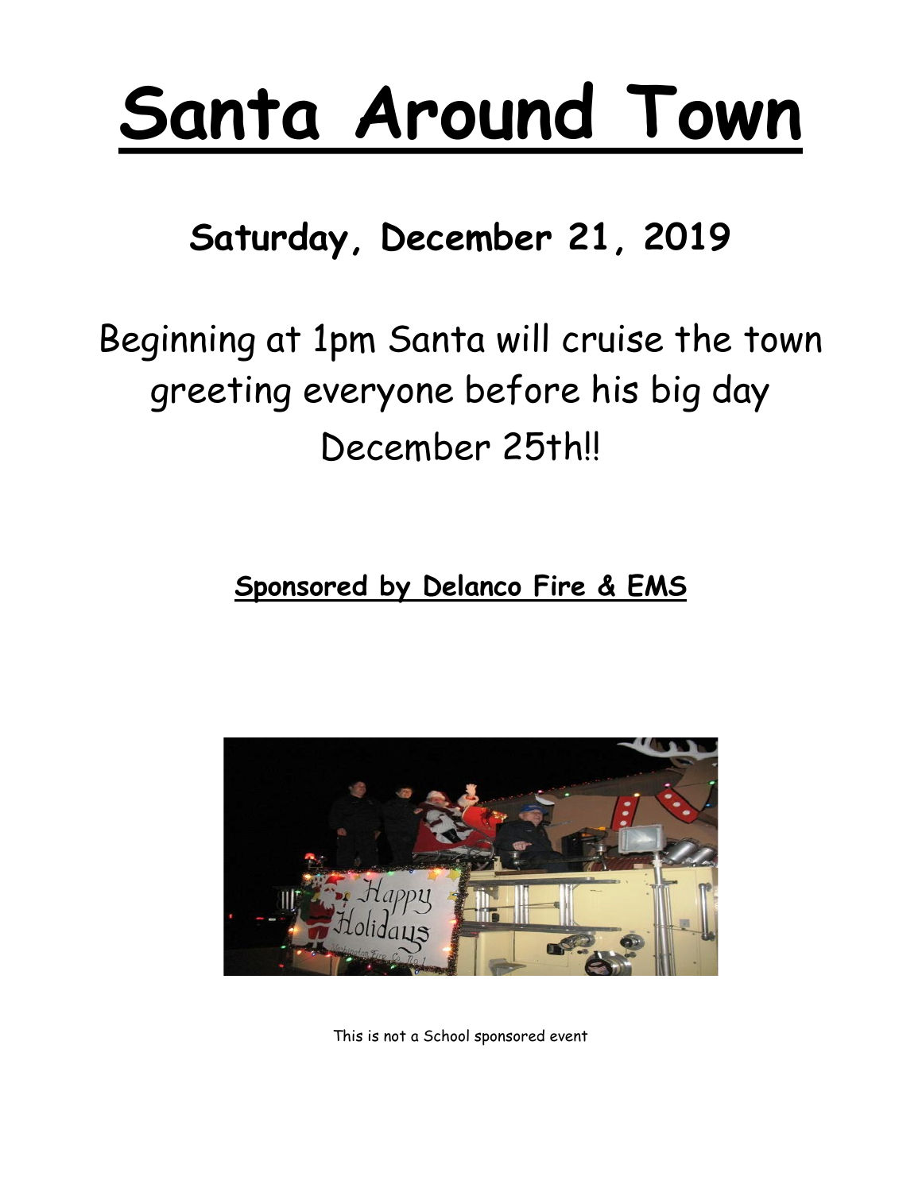# Santa Around Town

## Saturday, December 21, 2019

Beginning at 1pm Santa will cruise the town greeting everyone before his big day December 25th!!

**Sponsored by Delanco Fire & EMS**

This is not a School sponsored event